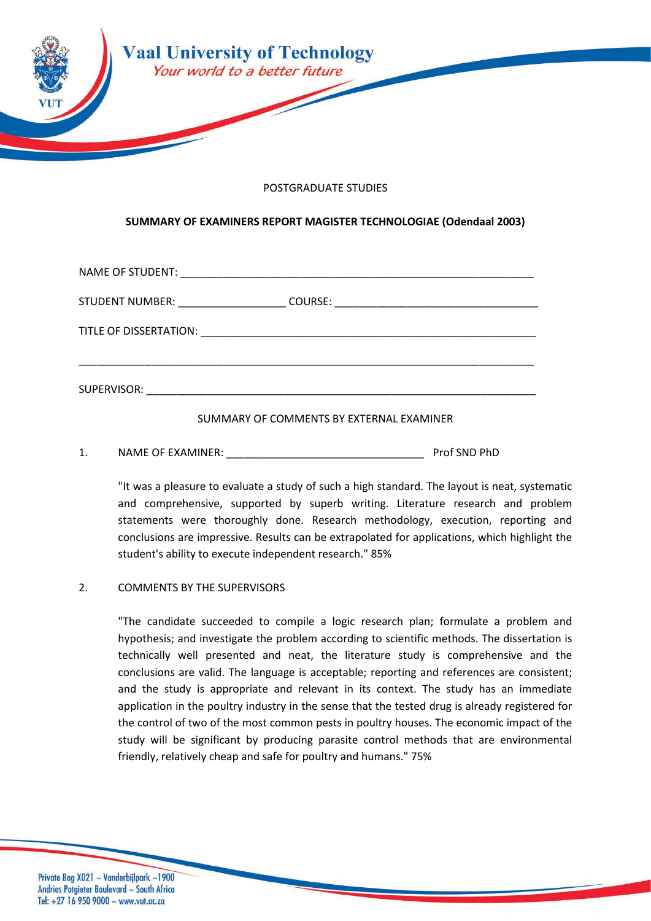# Vaal University of Technology

*Your world to a better future*

POSTGRADUATE STUDIES

**SUMMARY OF EXAMINERS REPORT MAGISTER TECHNOLOGIAE (Odendaal 2003)**

NAME OF STUDENT: ____________________________________________________________

STUDENT NUMBER: __________________ COURSE: ___________________________________

TITLE OF DISSERTATION: ______________________________________________________

_____________________________________________________________________________

SUPERVISOR: _________________________________________________________________

SUMMARY OF COMMENTS BY EXTERNAL EXAMINER

1. NAME OF EXAMINER: _________________________________ Prof SND PhD

   "It was a pleasure to evaluate a study of such a high standard. The layout is neat, systematic and comprehensive, supported by superb writing. Literature research and problem statements were thoroughly done. Research methodology, execution, reporting and conclusions are impressive. Results can be extrapolated for applications, which highlight the student's ability to execute independent research." 85%

2. COMMENTS BY THE SUPERVISORS

   "The candidate succeeded to compile a logic research plan; formulate a problem and hypothesis; and investigate the problem according to scientific methods. The dissertation is technically well presented and neat, the literature study is comprehensive and the conclusions are valid. The language is acceptable; reporting and references are consistent; and the study is appropriate and relevant in its context. The study has an immediate application in the poultry industry in the sense that the tested drug is already registered for the control of two of the most common pests in poultry houses. The economic impact of the study will be significant by producing parasite control methods that are environmental friendly, relatively cheap and safe for poultry and humans." 75%

Private Bag X021 ~ Vanderbijlpark ~1900
Andries Potgieter Boulevard ~ South Africa
Tel: +27 16 950 9000 ~ www.vut.ac.za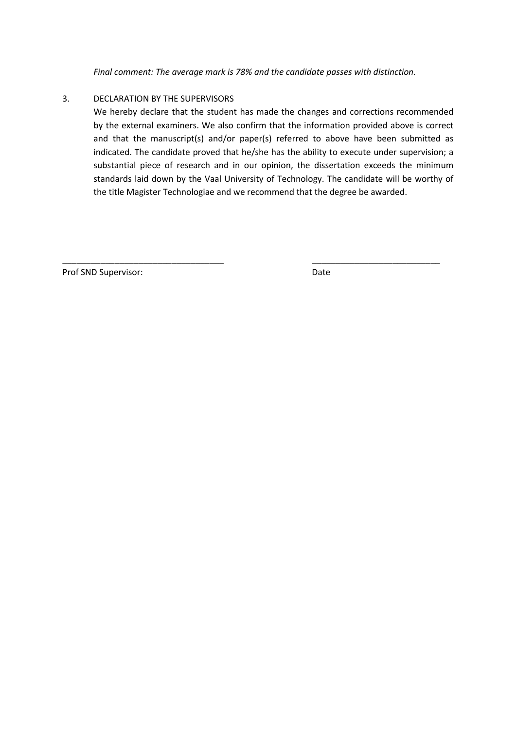*Final comment: The average mark is 78% and the candidate passes with distinction.*

3. DECLARATION BY THE SUPERVISORS

We hereby declare that the student has made the changes and corrections recommended by the external examiners. We also confirm that the information provided above is correct and that the manuscript(s) and/or paper(s) referred to above have been submitted as indicated. The candidate proved that he/she has the ability to execute under supervision; a substantial piece of research and in our opinion, the dissertation exceeds the minimum standards laid down by the Vaal University of Technology. The candidate will be worthy of the title Magister Technologiae and we recommend that the degree be awarded.

\_\_\_\_\_\_\_\_\_\_\_\_\_\_\_\_\_\_\_\_\_\_\_\_\_\_\_\_\_\_\_\_\_\_ \_\_\_\_\_\_\_\_\_\_\_\_\_\_\_\_\_\_\_\_\_\_\_\_\_\_\_

Prof SND Supervisor: Date